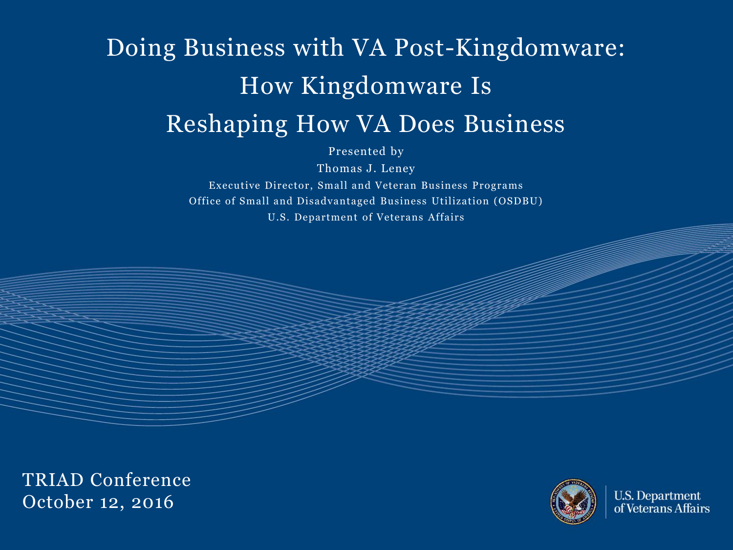# Doing Business with VA Post-Kingdomware: How Kingdomware Is Reshaping How VA Does Business

Presented by

Thomas J. Leney

Executive Director, Small and Veteran Business Programs

Office of Small and Disadvantaged Business Utilization (OSDBU)

U.S. Department of Veterans Affairs

TRIAD Conference

October 12, 2016

U.S. Department of Veterans Affairs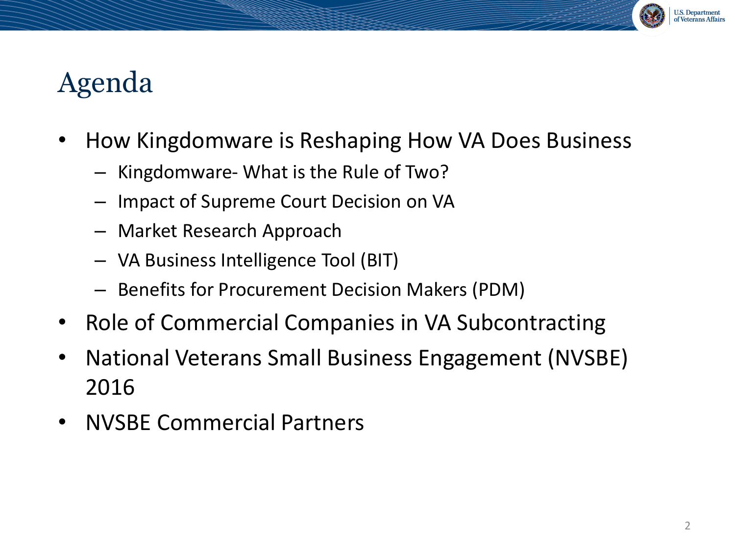# Agenda

- How Kingdomware is Reshaping How VA Does Business
  - Kingdomware- What is the Rule of Two?
  - Impact of Supreme Court Decision on VA
  - Market Research Approach
  - VA Business Intelligence Tool (BIT)
  - Benefits for Procurement Decision Makers (PDM)
- Role of Commercial Companies in VA Subcontracting
- National Veterans Small Business Engagement (NVSBE) 2016
- NVSBE Commercial Partners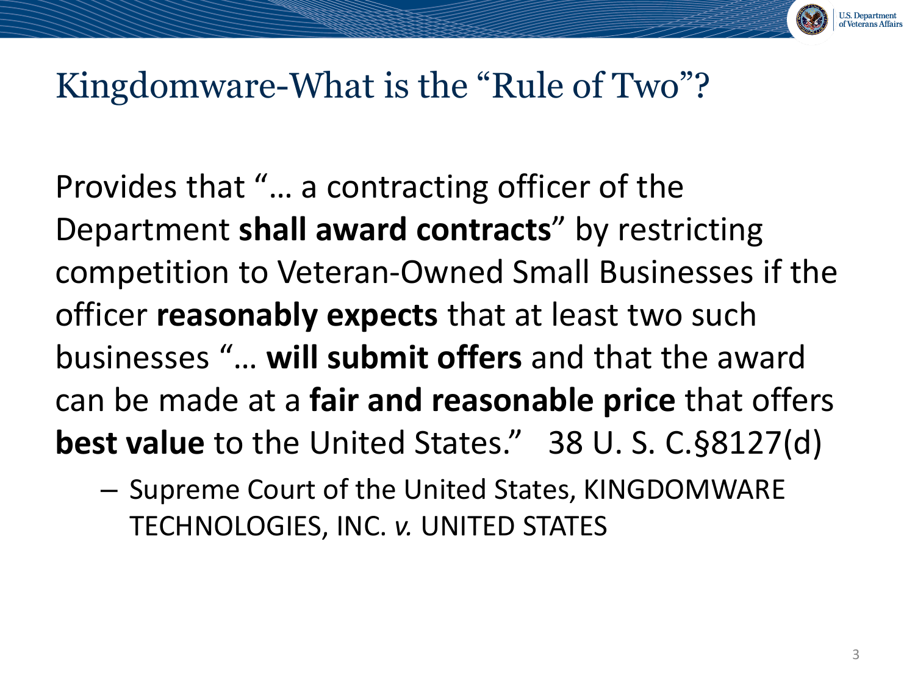# Kingdomware-What is the "Rule of Two"?

Provides that "… a contracting officer of the Department **shall award contracts**" by restricting competition to Veteran-Owned Small Businesses if the officer **reasonably expects** that at least two such businesses "… **will submit offers** and that the award can be made at a **fair and reasonable price** that offers **best value** to the United States." 38 U. S. C.§8127(d)

- Supreme Court of the United States, KINGDOMWARE TECHNOLOGIES, INC. *v.* UNITED STATES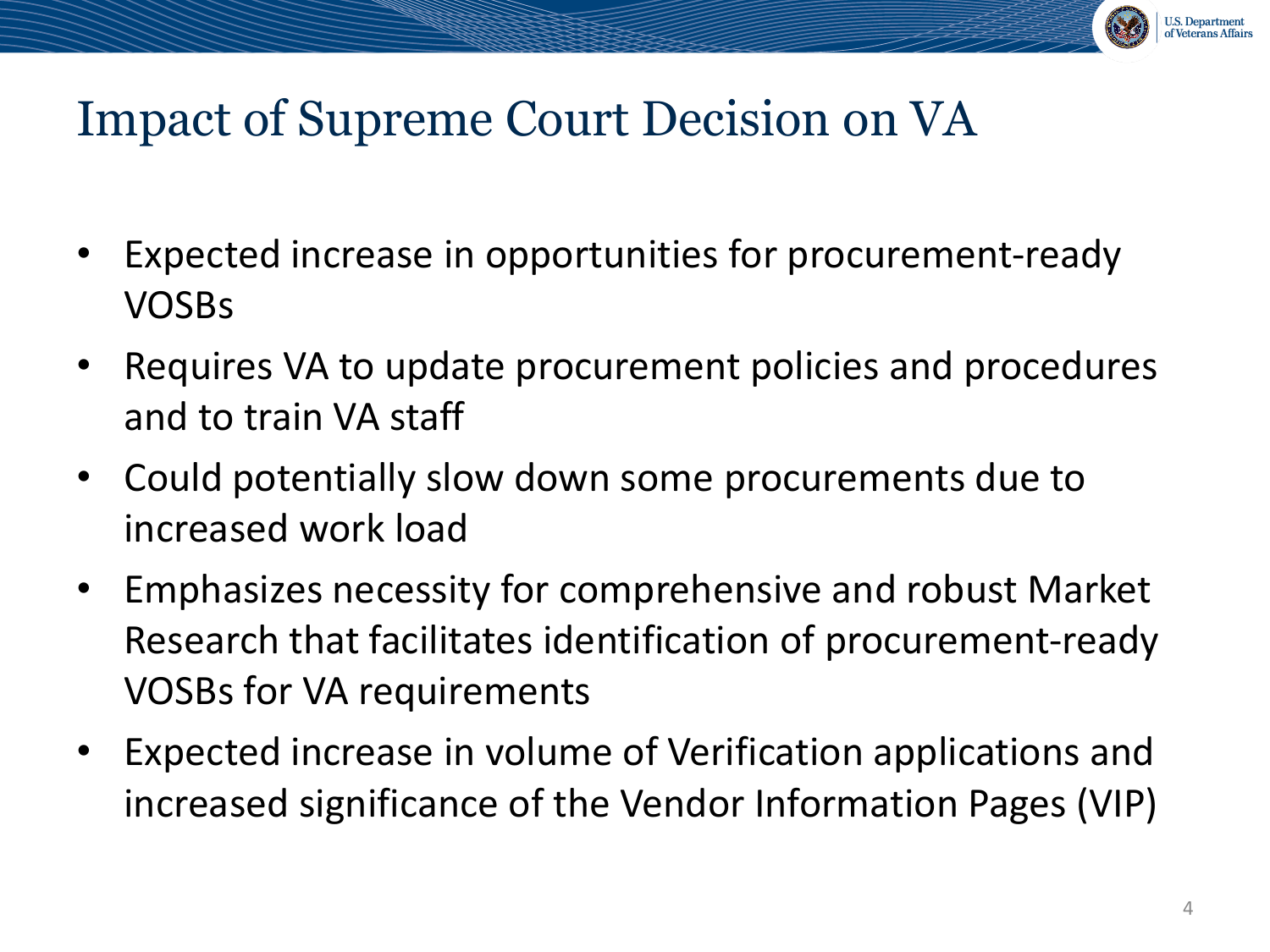# Impact of Supreme Court Decision on VA

- Expected increase in opportunities for procurement-ready VOSBs
- Requires VA to update procurement policies and procedures and to train VA staff
- Could potentially slow down some procurements due to increased work load
- Emphasizes necessity for comprehensive and robust Market Research that facilitates identification of procurement-ready VOSBs for VA requirements
- Expected increase in volume of Verification applications and increased significance of the Vendor Information Pages (VIP)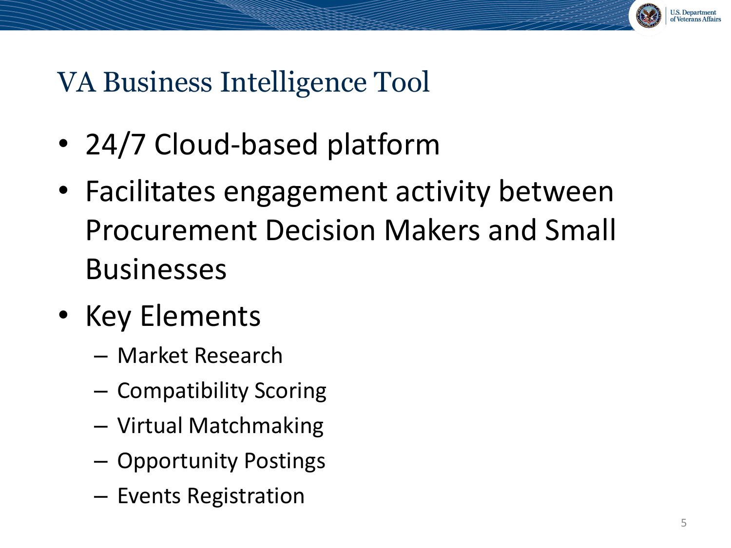# VA Business Intelligence Tool

- 24/7 Cloud-based platform
- Facilitates engagement activity between Procurement Decision Makers and Small Businesses
- Key Elements
  - Market Research
  - Compatibility Scoring
  - Virtual Matchmaking
  - Opportunity Postings
  - Events Registration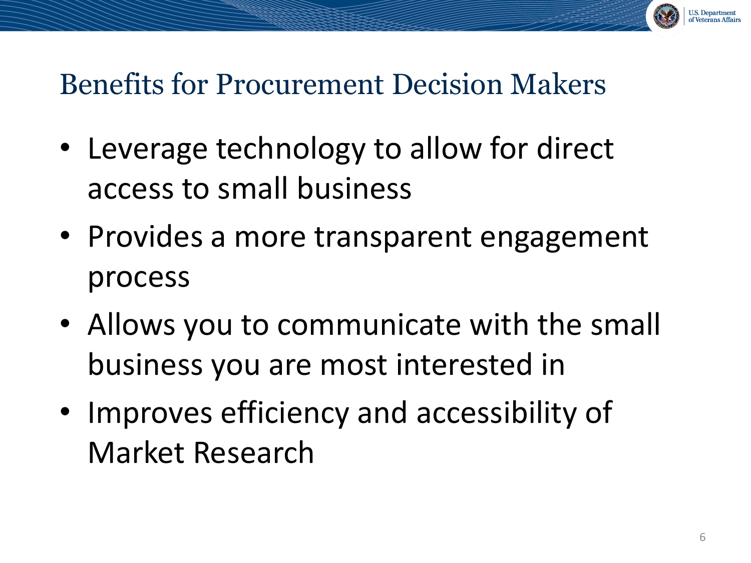# Benefits for Procurement Decision Makers

- Leverage technology to allow for direct access to small business
- Provides a more transparent engagement process
- Allows you to communicate with the small business you are most interested in
- Improves efficiency and accessibility of Market Research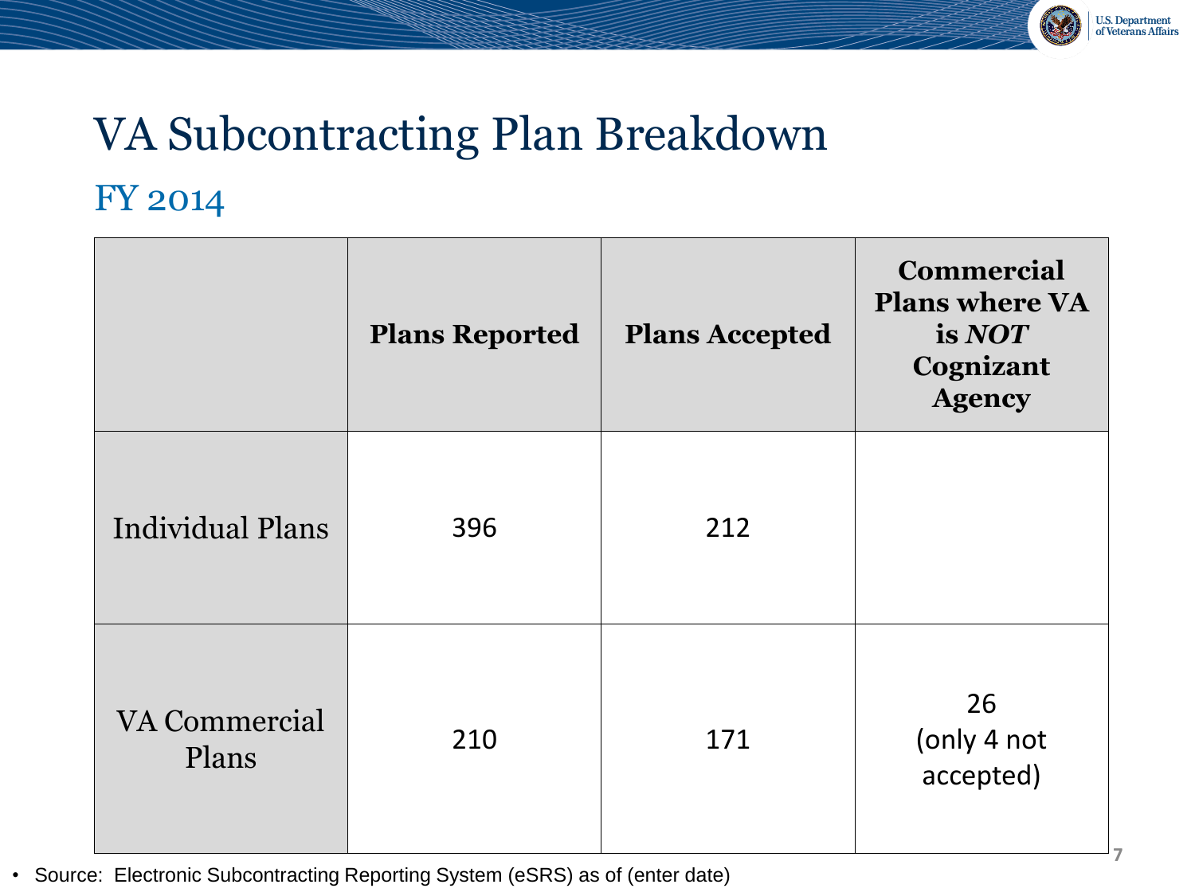# VA Subcontracting Plan Breakdown

## FY 2014

| | **Plans Reported** | **Plans Accepted** | **Commercial Plans where VA is *NOT* Cognizant Agency** |
|---|---|---|---|
| Individual Plans | 396 | 212 | |
| VA Commercial Plans | 210 | 171 | 26 (only 4 not accepted) |

- Source: Electronic Subcontracting Reporting System (eSRS) as of (enter date)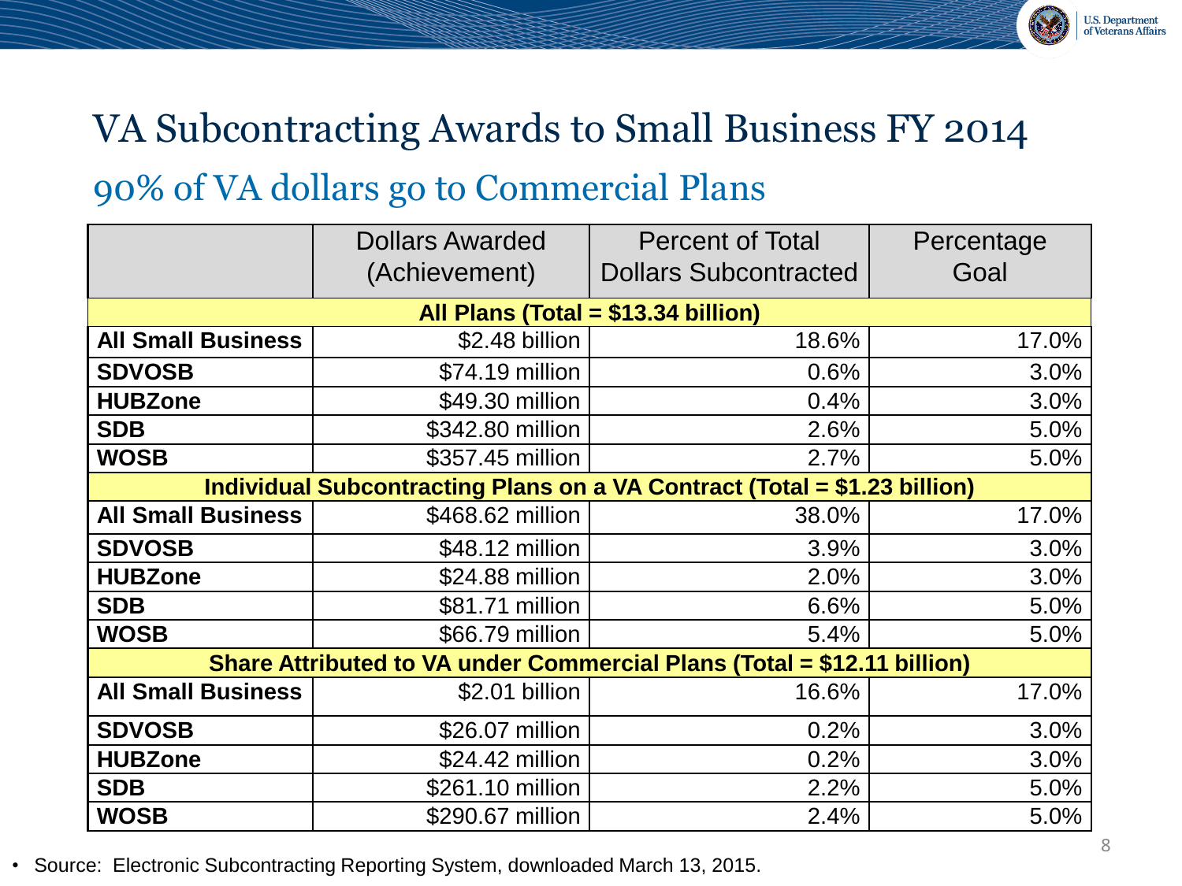# VA Subcontracting Awards to Small Business FY 2014

## 90% of VA dollars go to Commercial Plans

| | Dollars Awarded (Achievement) | Percent of Total Dollars Subcontracted | Percentage Goal |
|---|---|---|---|
| **All Plans (Total = $13.34 billion)** | | | |
| **All Small Business** | $2.48 billion | 18.6% | 17.0% |
| **SDVOSB** | $74.19 million | 0.6% | 3.0% |
| **HUBZone** | $49.30 million | 0.4% | 3.0% |
| **SDB** | $342.80 million | 2.6% | 5.0% |
| **WOSB** | $357.45 million | 2.7% | 5.0% |
| **Individual Subcontracting Plans on a VA Contract (Total = $1.23 billion)** | | | |
| **All Small Business** | $468.62 million | 38.0% | 17.0% |
| **SDVOSB** | $48.12 million | 3.9% | 3.0% |
| **HUBZone** | $24.88 million | 2.0% | 3.0% |
| **SDB** | $81.71 million | 6.6% | 5.0% |
| **WOSB** | $66.79 million | 5.4% | 5.0% |
| **Share Attributed to VA under Commercial Plans (Total = $12.11 billion)** | | | |
| **All Small Business** | $2.01 billion | 16.6% | 17.0% |
| **SDVOSB** | $26.07 million | 0.2% | 3.0% |
| **HUBZone** | $24.42 million | 0.2% | 3.0% |
| **SDB** | $261.10 million | 2.2% | 5.0% |
| **WOSB** | $290.67 million | 2.4% | 5.0% |

- Source: Electronic Subcontracting Reporting System, downloaded March 13, 2015.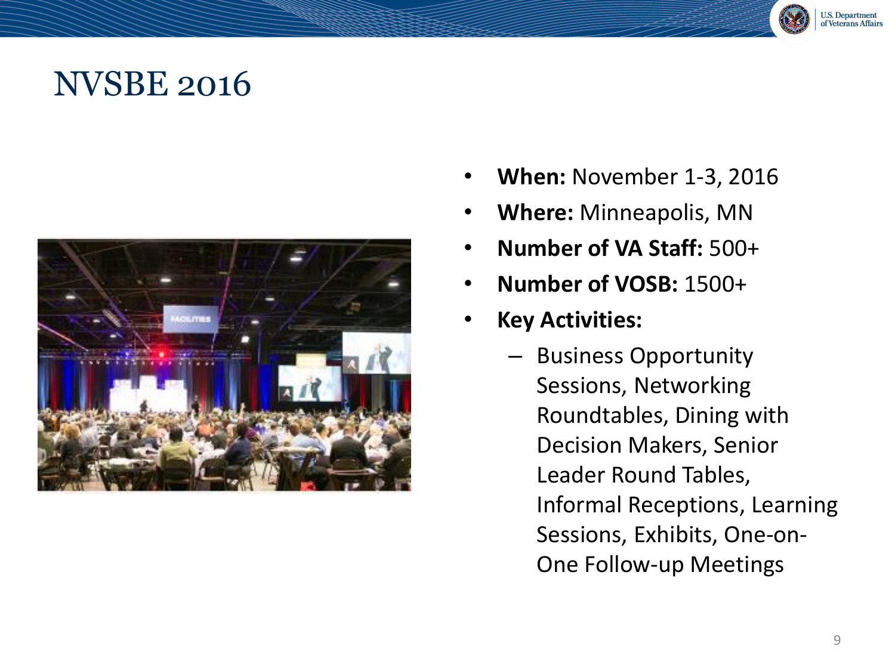# NVSBE 2016

- **When:** November 1-3, 2016
- **Where:** Minneapolis, MN
- **Number of VA Staff:** 500+
- **Number of VOSB:** 1500+
- **Key Activities:**
  - Business Opportunity Sessions, Networking Roundtables, Dining with Decision Makers, Senior Leader Round Tables, Informal Receptions, Learning Sessions, Exhibits, One-on-One Follow-up Meetings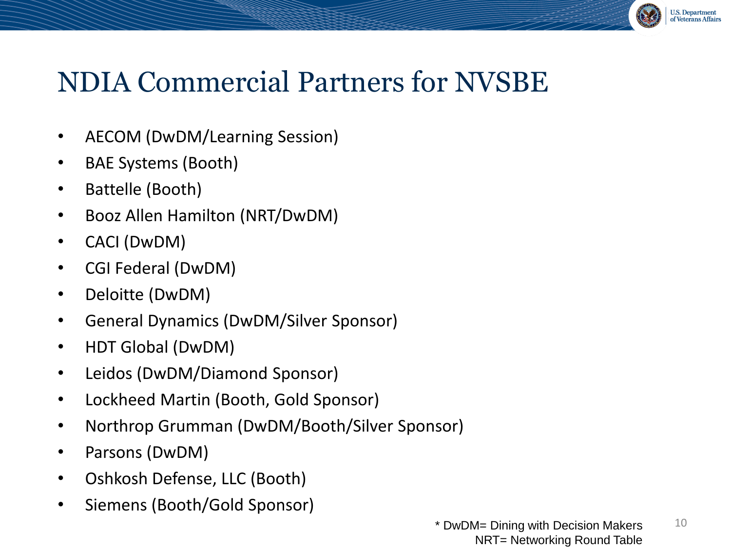# NDIA Commercial Partners for NVSBE

- AECOM (DwDM/Learning Session)
- BAE Systems (Booth)
- Battelle (Booth)
- Booz Allen Hamilton (NRT/DwDM)
- CACI (DwDM)
- CGI Federal (DwDM)
- Deloitte (DwDM)
- General Dynamics (DwDM/Silver Sponsor)
- HDT Global (DwDM)
- Leidos (DwDM/Diamond Sponsor)
- Lockheed Martin (Booth, Gold Sponsor)
- Northrop Grumman (DwDM/Booth/Silver Sponsor)
- Parsons (DwDM)
- Oshkosh Defense, LLC (Booth)
- Siemens (Booth/Gold Sponsor)

* DwDM= Dining with Decision Makers
NRT= Networking Round Table